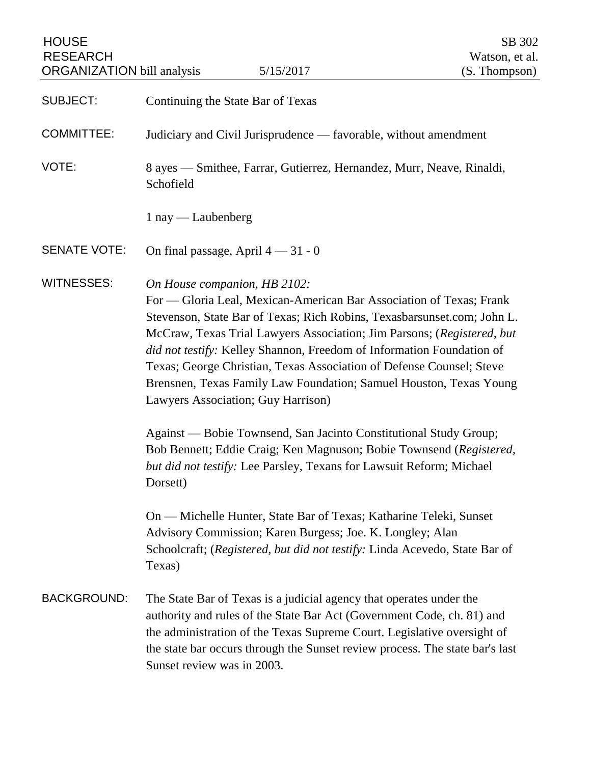HOUSE RESEARCH ORGANIZATION bill analysis 5/15/2017

SB 302
Watson, et al.
(S. Thompson)

**SUBJECT:** Continuing the State Bar of Texas

**COMMITTEE:** Judiciary and Civil Jurisprudence — favorable, without amendment

**VOTE:** 8 ayes — Smithee, Farrar, Gutierrez, Hernandez, Murr, Neave, Rinaldi, Schofield

1 nay — Laubenberg

**SENATE VOTE:** On final passage, April 4 — 31 - 0

**WITNESSES:** *On House companion, HB 2102:*
For — Gloria Leal, Mexican-American Bar Association of Texas; Frank Stevenson, State Bar of Texas; Rich Robins, Texasbarsunset.com; John L. McCraw, Texas Trial Lawyers Association; Jim Parsons; (*Registered, but did not testify:* Kelley Shannon, Freedom of Information Foundation of Texas; George Christian, Texas Association of Defense Counsel; Steve Brensnen, Texas Family Law Foundation; Samuel Houston, Texas Young Lawyers Association; Guy Harrison)

Against — Bobie Townsend, San Jacinto Constitutional Study Group; Bob Bennett; Eddie Craig; Ken Magnuson; Bobie Townsend (*Registered, but did not testify:* Lee Parsley, Texans for Lawsuit Reform; Michael Dorsett)

On — Michelle Hunter, State Bar of Texas; Katharine Teleki, Sunset Advisory Commission; Karen Burgess; Joe. K. Longley; Alan Schoolcraft; (*Registered, but did not testify:* Linda Acevedo, State Bar of Texas)

**BACKGROUND:** The State Bar of Texas is a judicial agency that operates under the authority and rules of the State Bar Act (Government Code, ch. 81) and the administration of the Texas Supreme Court. Legislative oversight of the state bar occurs through the Sunset review process. The state bar's last Sunset review was in 2003.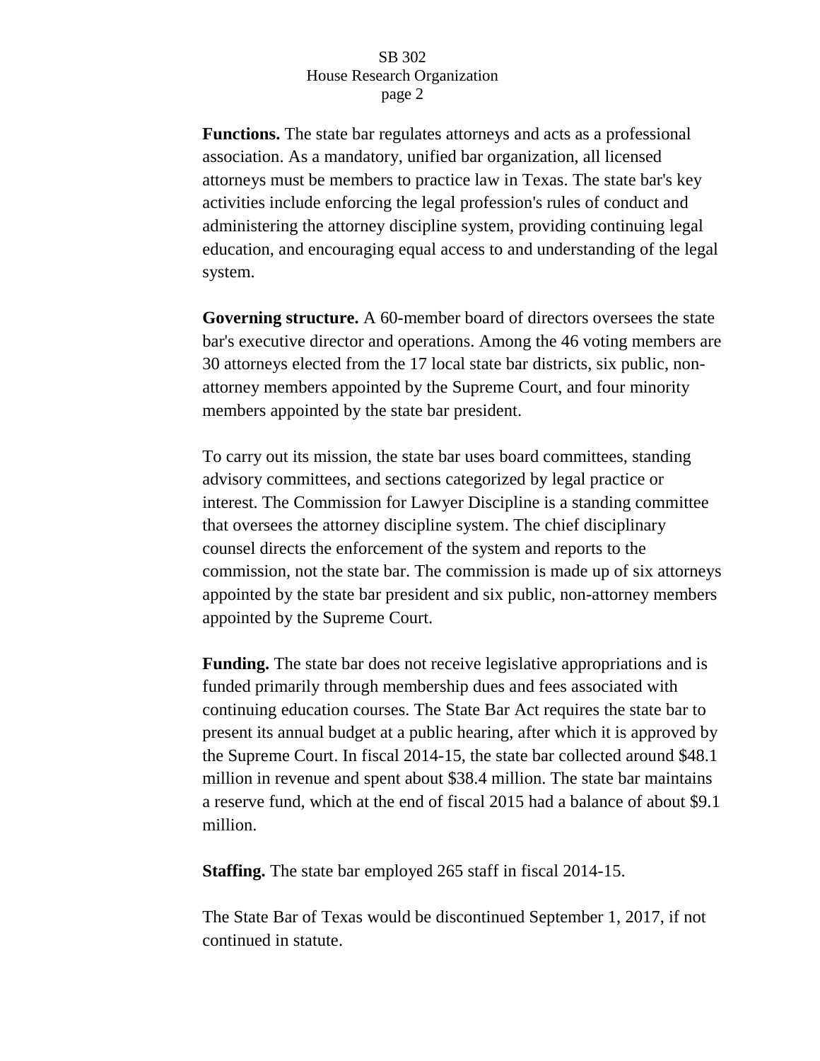**Functions.** The state bar regulates attorneys and acts as a professional association. As a mandatory, unified bar organization, all licensed attorneys must be members to practice law in Texas. The state bar's key activities include enforcing the legal profession's rules of conduct and administering the attorney discipline system, providing continuing legal education, and encouraging equal access to and understanding of the legal system.

**Governing structure.** A 60-member board of directors oversees the state bar's executive director and operations. Among the 46 voting members are 30 attorneys elected from the 17 local state bar districts, six public, non-attorney members appointed by the Supreme Court, and four minority members appointed by the state bar president.

To carry out its mission, the state bar uses board committees, standing advisory committees, and sections categorized by legal practice or interest. The Commission for Lawyer Discipline is a standing committee that oversees the attorney discipline system. The chief disciplinary counsel directs the enforcement of the system and reports to the commission, not the state bar. The commission is made up of six attorneys appointed by the state bar president and six public, non-attorney members appointed by the Supreme Court.

**Funding.** The state bar does not receive legislative appropriations and is funded primarily through membership dues and fees associated with continuing education courses. The State Bar Act requires the state bar to present its annual budget at a public hearing, after which it is approved by the Supreme Court. In fiscal 2014-15, the state bar collected around $48.1 million in revenue and spent about $38.4 million. The state bar maintains a reserve fund, which at the end of fiscal 2015 had a balance of about $9.1 million.

**Staffing.** The state bar employed 265 staff in fiscal 2014-15.

The State Bar of Texas would be discontinued September 1, 2017, if not continued in statute.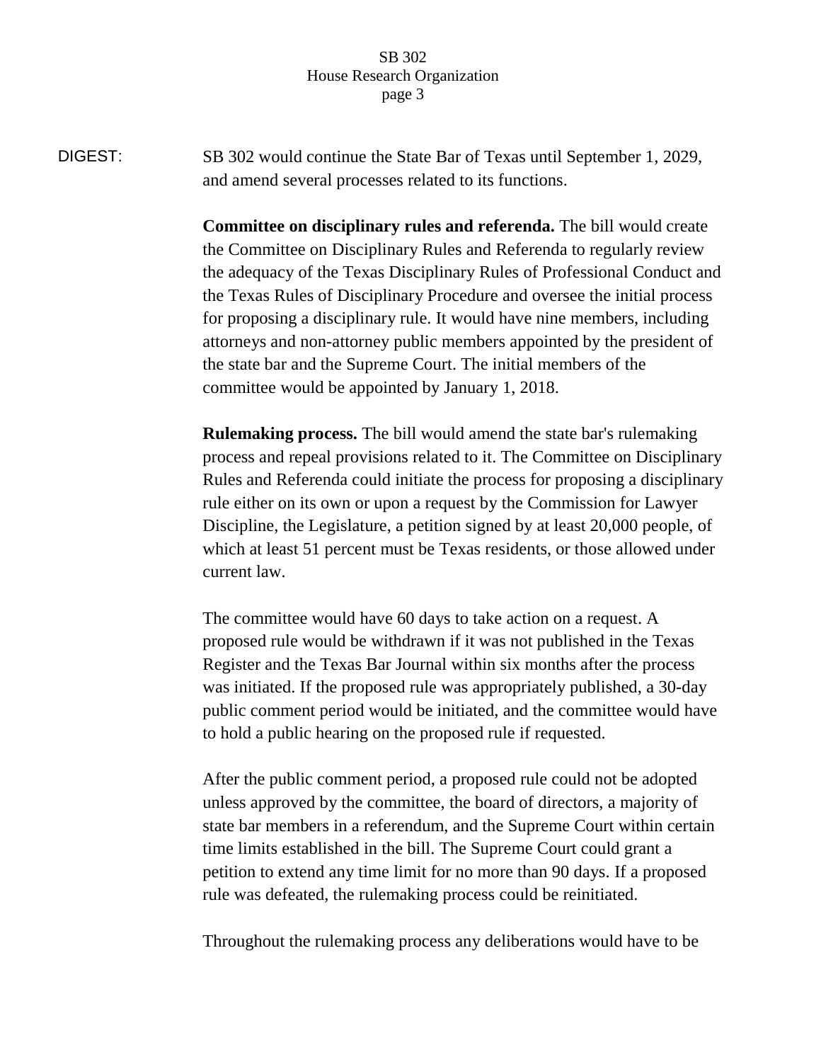DIGEST: SB 302 would continue the State Bar of Texas until September 1, 2029, and amend several processes related to its functions.

**Committee on disciplinary rules and referenda.** The bill would create the Committee on Disciplinary Rules and Referenda to regularly review the adequacy of the Texas Disciplinary Rules of Professional Conduct and the Texas Rules of Disciplinary Procedure and oversee the initial process for proposing a disciplinary rule. It would have nine members, including attorneys and non-attorney public members appointed by the president of the state bar and the Supreme Court. The initial members of the committee would be appointed by January 1, 2018.

**Rulemaking process.** The bill would amend the state bar's rulemaking process and repeal provisions related to it. The Committee on Disciplinary Rules and Referenda could initiate the process for proposing a disciplinary rule either on its own or upon a request by the Commission for Lawyer Discipline, the Legislature, a petition signed by at least 20,000 people, of which at least 51 percent must be Texas residents, or those allowed under current law.

The committee would have 60 days to take action on a request. A proposed rule would be withdrawn if it was not published in the Texas Register and the Texas Bar Journal within six months after the process was initiated. If the proposed rule was appropriately published, a 30-day public comment period would be initiated, and the committee would have to hold a public hearing on the proposed rule if requested.

After the public comment period, a proposed rule could not be adopted unless approved by the committee, the board of directors, a majority of state bar members in a referendum, and the Supreme Court within certain time limits established in the bill. The Supreme Court could grant a petition to extend any time limit for no more than 90 days. If a proposed rule was defeated, the rulemaking process could be reinitiated.

Throughout the rulemaking process any deliberations would have to be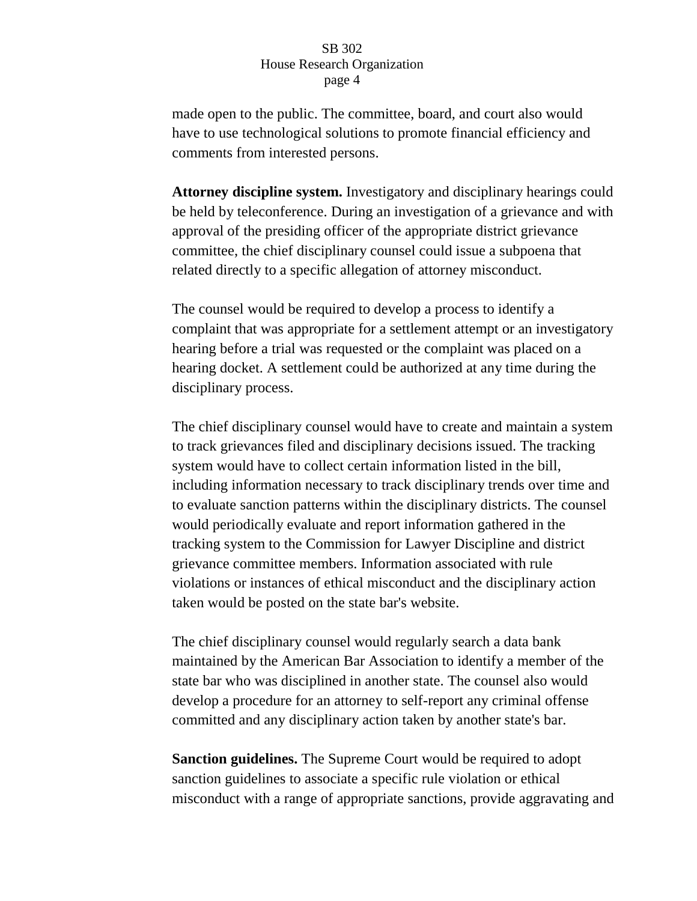made open to the public. The committee, board, and court also would have to use technological solutions to promote financial efficiency and comments from interested persons.

**Attorney discipline system.** Investigatory and disciplinary hearings could be held by teleconference. During an investigation of a grievance and with approval of the presiding officer of the appropriate district grievance committee, the chief disciplinary counsel could issue a subpoena that related directly to a specific allegation of attorney misconduct.

The counsel would be required to develop a process to identify a complaint that was appropriate for a settlement attempt or an investigatory hearing before a trial was requested or the complaint was placed on a hearing docket. A settlement could be authorized at any time during the disciplinary process.

The chief disciplinary counsel would have to create and maintain a system to track grievances filed and disciplinary decisions issued. The tracking system would have to collect certain information listed in the bill, including information necessary to track disciplinary trends over time and to evaluate sanction patterns within the disciplinary districts. The counsel would periodically evaluate and report information gathered in the tracking system to the Commission for Lawyer Discipline and district grievance committee members. Information associated with rule violations or instances of ethical misconduct and the disciplinary action taken would be posted on the state bar's website.

The chief disciplinary counsel would regularly search a data bank maintained by the American Bar Association to identify a member of the state bar who was disciplined in another state. The counsel also would develop a procedure for an attorney to self-report any criminal offense committed and any disciplinary action taken by another state's bar.

**Sanction guidelines.** The Supreme Court would be required to adopt sanction guidelines to associate a specific rule violation or ethical misconduct with a range of appropriate sanctions, provide aggravating and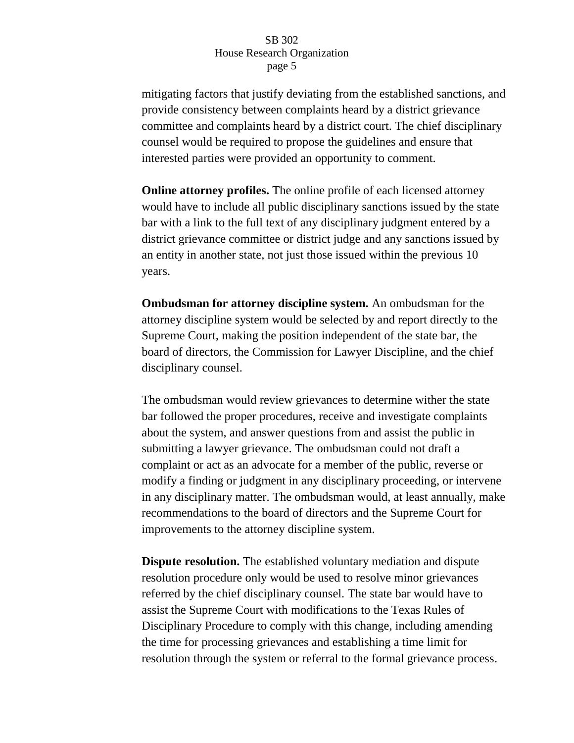mitigating factors that justify deviating from the established sanctions, and provide consistency between complaints heard by a district grievance committee and complaints heard by a district court. The chief disciplinary counsel would be required to propose the guidelines and ensure that interested parties were provided an opportunity to comment.

**Online attorney profiles.** The online profile of each licensed attorney would have to include all public disciplinary sanctions issued by the state bar with a link to the full text of any disciplinary judgment entered by a district grievance committee or district judge and any sanctions issued by an entity in another state, not just those issued within the previous 10 years.

**Ombudsman for attorney discipline system.** An ombudsman for the attorney discipline system would be selected by and report directly to the Supreme Court, making the position independent of the state bar, the board of directors, the Commission for Lawyer Discipline, and the chief disciplinary counsel.

The ombudsman would review grievances to determine wither the state bar followed the proper procedures, receive and investigate complaints about the system, and answer questions from and assist the public in submitting a lawyer grievance. The ombudsman could not draft a complaint or act as an advocate for a member of the public, reverse or modify a finding or judgment in any disciplinary proceeding, or intervene in any disciplinary matter. The ombudsman would, at least annually, make recommendations to the board of directors and the Supreme Court for improvements to the attorney discipline system.

**Dispute resolution.** The established voluntary mediation and dispute resolution procedure only would be used to resolve minor grievances referred by the chief disciplinary counsel. The state bar would have to assist the Supreme Court with modifications to the Texas Rules of Disciplinary Procedure to comply with this change, including amending the time for processing grievances and establishing a time limit for resolution through the system or referral to the formal grievance process.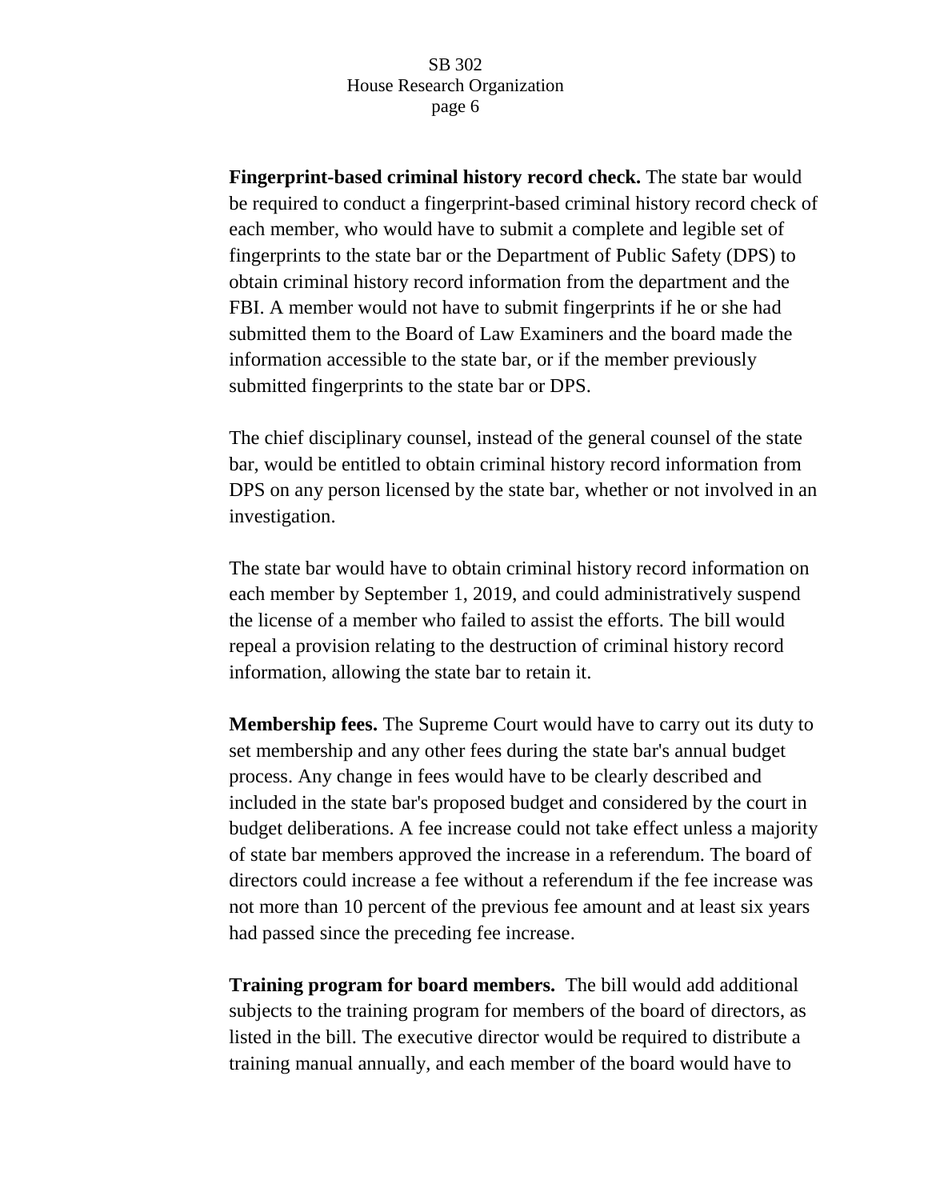**Fingerprint-based criminal history record check.** The state bar would be required to conduct a fingerprint-based criminal history record check of each member, who would have to submit a complete and legible set of fingerprints to the state bar or the Department of Public Safety (DPS) to obtain criminal history record information from the department and the FBI. A member would not have to submit fingerprints if he or she had submitted them to the Board of Law Examiners and the board made the information accessible to the state bar, or if the member previously submitted fingerprints to the state bar or DPS.

The chief disciplinary counsel, instead of the general counsel of the state bar, would be entitled to obtain criminal history record information from DPS on any person licensed by the state bar, whether or not involved in an investigation.

The state bar would have to obtain criminal history record information on each member by September 1, 2019, and could administratively suspend the license of a member who failed to assist the efforts. The bill would repeal a provision relating to the destruction of criminal history record information, allowing the state bar to retain it.

**Membership fees.** The Supreme Court would have to carry out its duty to set membership and any other fees during the state bar's annual budget process. Any change in fees would have to be clearly described and included in the state bar's proposed budget and considered by the court in budget deliberations. A fee increase could not take effect unless a majority of state bar members approved the increase in a referendum. The board of directors could increase a fee without a referendum if the fee increase was not more than 10 percent of the previous fee amount and at least six years had passed since the preceding fee increase.

**Training program for board members.** The bill would add additional subjects to the training program for members of the board of directors, as listed in the bill. The executive director would be required to distribute a training manual annually, and each member of the board would have to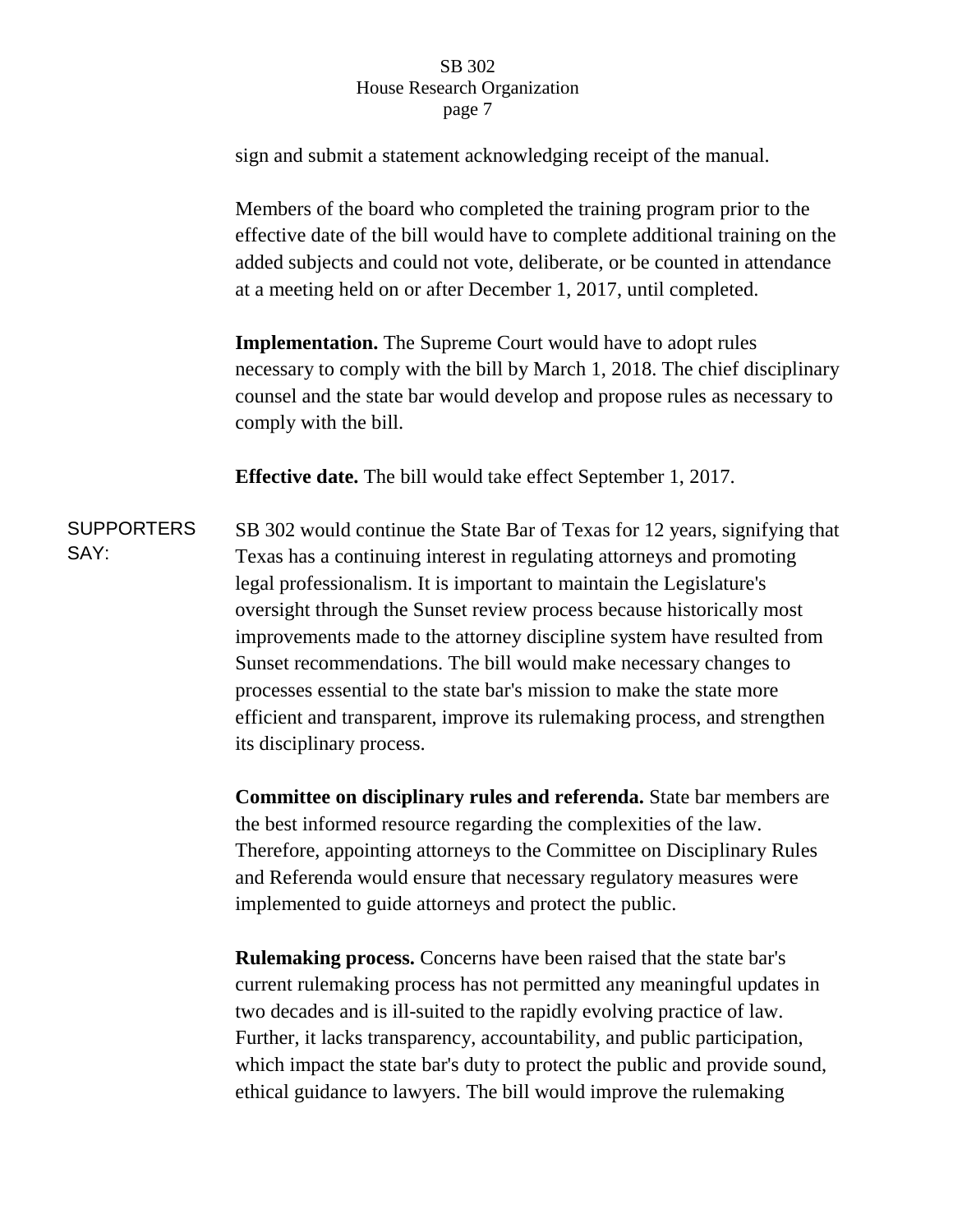sign and submit a statement acknowledging receipt of the manual.

Members of the board who completed the training program prior to the effective date of the bill would have to complete additional training on the added subjects and could not vote, deliberate, or be counted in attendance at a meeting held on or after December 1, 2017, until completed.

**Implementation.** The Supreme Court would have to adopt rules necessary to comply with the bill by March 1, 2018. The chief disciplinary counsel and the state bar would develop and propose rules as necessary to comply with the bill.

**Effective date.** The bill would take effect September 1, 2017.

SUPPORTERS SAY:

SB 302 would continue the State Bar of Texas for 12 years, signifying that Texas has a continuing interest in regulating attorneys and promoting legal professionalism. It is important to maintain the Legislature's oversight through the Sunset review process because historically most improvements made to the attorney discipline system have resulted from Sunset recommendations. The bill would make necessary changes to processes essential to the state bar's mission to make the state more efficient and transparent, improve its rulemaking process, and strengthen its disciplinary process.

**Committee on disciplinary rules and referenda.** State bar members are the best informed resource regarding the complexities of the law. Therefore, appointing attorneys to the Committee on Disciplinary Rules and Referenda would ensure that necessary regulatory measures were implemented to guide attorneys and protect the public.

**Rulemaking process.** Concerns have been raised that the state bar's current rulemaking process has not permitted any meaningful updates in two decades and is ill-suited to the rapidly evolving practice of law. Further, it lacks transparency, accountability, and public participation, which impact the state bar's duty to protect the public and provide sound, ethical guidance to lawyers. The bill would improve the rulemaking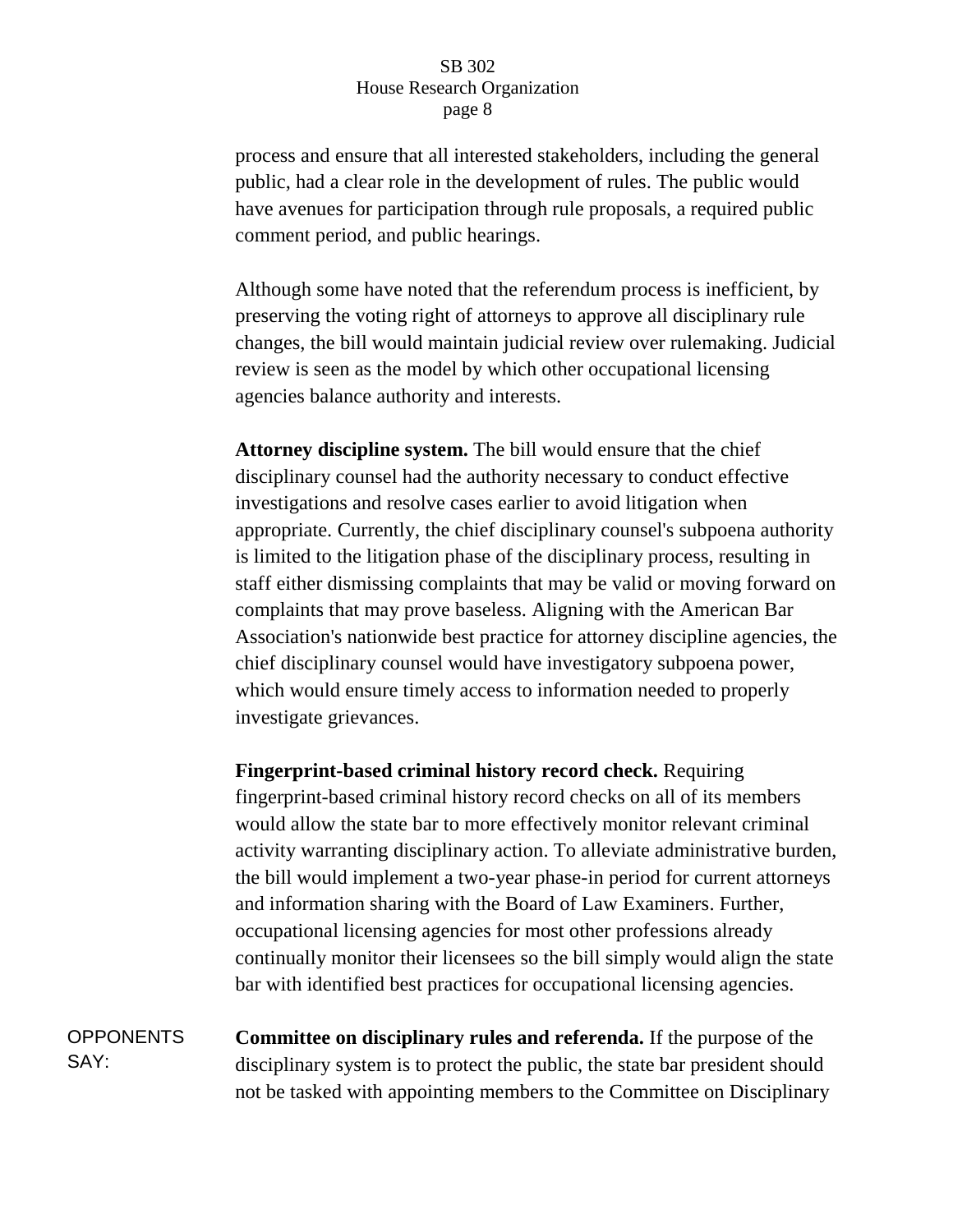process and ensure that all interested stakeholders, including the general public, had a clear role in the development of rules. The public would have avenues for participation through rule proposals, a required public comment period, and public hearings.

Although some have noted that the referendum process is inefficient, by preserving the voting right of attorneys to approve all disciplinary rule changes, the bill would maintain judicial review over rulemaking. Judicial review is seen as the model by which other occupational licensing agencies balance authority and interests.

**Attorney discipline system.** The bill would ensure that the chief disciplinary counsel had the authority necessary to conduct effective investigations and resolve cases earlier to avoid litigation when appropriate. Currently, the chief disciplinary counsel's subpoena authority is limited to the litigation phase of the disciplinary process, resulting in staff either dismissing complaints that may be valid or moving forward on complaints that may prove baseless. Aligning with the American Bar Association's nationwide best practice for attorney discipline agencies, the chief disciplinary counsel would have investigatory subpoena power, which would ensure timely access to information needed to properly investigate grievances.

**Fingerprint-based criminal history record check.** Requiring fingerprint-based criminal history record checks on all of its members would allow the state bar to more effectively monitor relevant criminal activity warranting disciplinary action. To alleviate administrative burden, the bill would implement a two-year phase-in period for current attorneys and information sharing with the Board of Law Examiners. Further, occupational licensing agencies for most other professions already continually monitor their licensees so the bill simply would align the state bar with identified best practices for occupational licensing agencies.

OPPONENTS SAY:

**Committee on disciplinary rules and referenda.** If the purpose of the disciplinary system is to protect the public, the state bar president should not be tasked with appointing members to the Committee on Disciplinary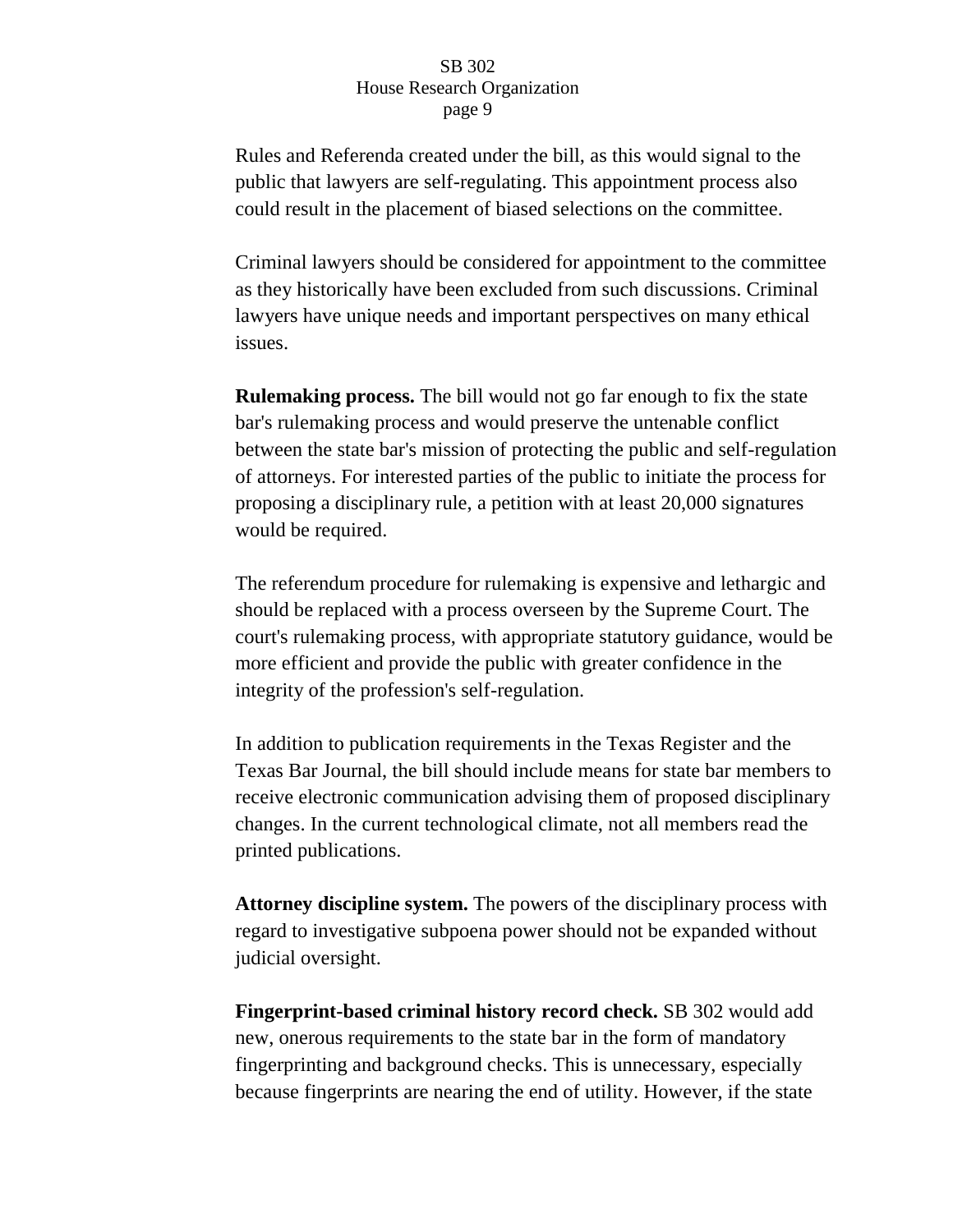Rules and Referenda created under the bill, as this would signal to the public that lawyers are self-regulating. This appointment process also could result in the placement of biased selections on the committee.

Criminal lawyers should be considered for appointment to the committee as they historically have been excluded from such discussions. Criminal lawyers have unique needs and important perspectives on many ethical issues.

**Rulemaking process.** The bill would not go far enough to fix the state bar's rulemaking process and would preserve the untenable conflict between the state bar's mission of protecting the public and self-regulation of attorneys. For interested parties of the public to initiate the process for proposing a disciplinary rule, a petition with at least 20,000 signatures would be required.

The referendum procedure for rulemaking is expensive and lethargic and should be replaced with a process overseen by the Supreme Court. The court's rulemaking process, with appropriate statutory guidance, would be more efficient and provide the public with greater confidence in the integrity of the profession's self-regulation.

In addition to publication requirements in the Texas Register and the Texas Bar Journal, the bill should include means for state bar members to receive electronic communication advising them of proposed disciplinary changes. In the current technological climate, not all members read the printed publications.

**Attorney discipline system.** The powers of the disciplinary process with regard to investigative subpoena power should not be expanded without judicial oversight.

**Fingerprint-based criminal history record check.** SB 302 would add new, onerous requirements to the state bar in the form of mandatory fingerprinting and background checks. This is unnecessary, especially because fingerprints are nearing the end of utility. However, if the state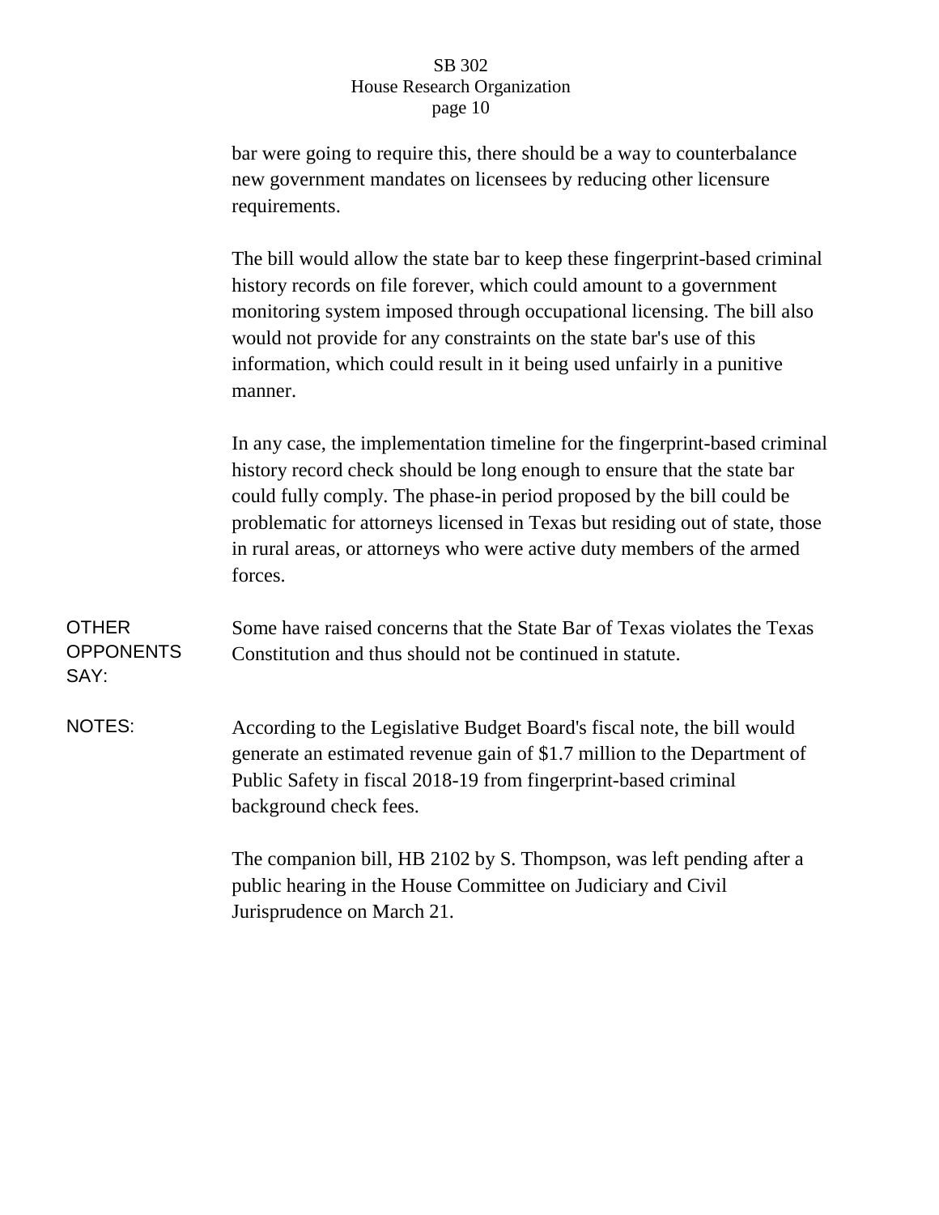bar were going to require this, there should be a way to counterbalance new government mandates on licensees by reducing other licensure requirements.

The bill would allow the state bar to keep these fingerprint-based criminal history records on file forever, which could amount to a government monitoring system imposed through occupational licensing. The bill also would not provide for any constraints on the state bar's use of this information, which could result in it being used unfairly in a punitive manner.

In any case, the implementation timeline for the fingerprint-based criminal history record check should be long enough to ensure that the state bar could fully comply. The phase-in period proposed by the bill could be problematic for attorneys licensed in Texas but residing out of state, those in rural areas, or attorneys who were active duty members of the armed forces.

**OTHER OPPONENTS SAY:** Some have raised concerns that the State Bar of Texas violates the Texas Constitution and thus should not be continued in statute.

**NOTES:** According to the Legislative Budget Board's fiscal note, the bill would generate an estimated revenue gain of $1.7 million to the Department of Public Safety in fiscal 2018-19 from fingerprint-based criminal background check fees.

The companion bill, HB 2102 by S. Thompson, was left pending after a public hearing in the House Committee on Judiciary and Civil Jurisprudence on March 21.